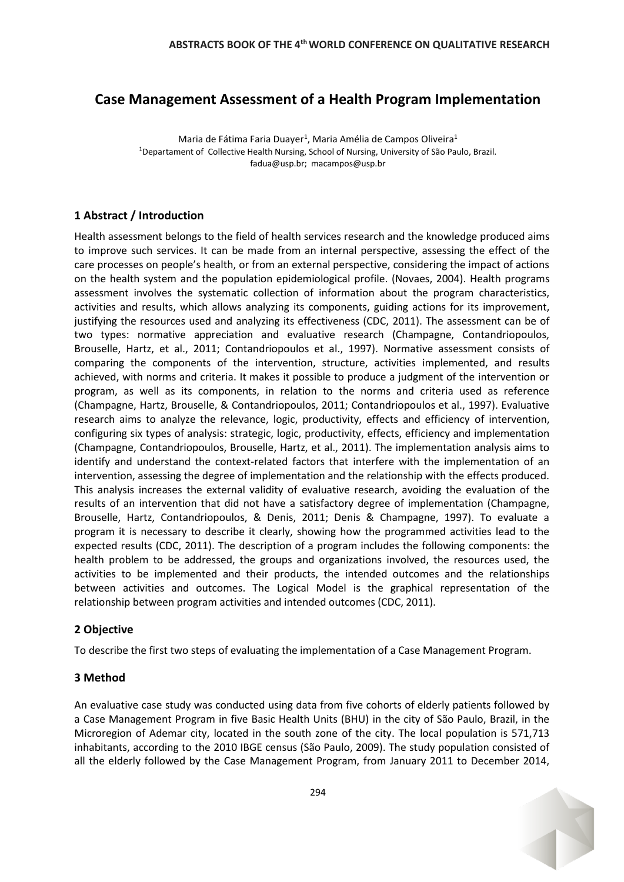# Case Management Assessment of a Health Program Implementation

Maria de Fátima Faria Duayer[1], Maria Amélia de Campos Oliveira[1]
[1]Departament of Collective Health Nursing, School of Nursing, University of São Paulo, Brazil.
fadua@usp.br; macampos@usp.br

## 1 Abstract / Introduction

Health assessment belongs to the field of health services research and the knowledge produced aims to improve such services. It can be made from an internal perspective, assessing the effect of the care processes on people's health, or from an external perspective, considering the impact of actions on the health system and the population epidemiological profile. (Novaes, 2004). Health programs assessment involves the systematic collection of information about the program characteristics, activities and results, which allows analyzing its components, guiding actions for its improvement, justifying the resources used and analyzing its effectiveness (CDC, 2011). The assessment can be of two types: normative appreciation and evaluative research (Champagne, Contandriopoulos, Brouselle, Hartz, et al., 2011; Contandriopoulos et al., 1997). Normative assessment consists of comparing the components of the intervention, structure, activities implemented, and results achieved, with norms and criteria. It makes it possible to produce a judgment of the intervention or program, as well as its components, in relation to the norms and criteria used as reference (Champagne, Hartz, Brouselle, & Contandriopoulos, 2011; Contandriopoulos et al., 1997). Evaluative research aims to analyze the relevance, logic, productivity, effects and efficiency of intervention, configuring six types of analysis: strategic, logic, productivity, effects, efficiency and implementation (Champagne, Contandriopoulos, Brouselle, Hartz, et al., 2011). The implementation analysis aims to identify and understand the context-related factors that interfere with the implementation of an intervention, assessing the degree of implementation and the relationship with the effects produced. This analysis increases the external validity of evaluative research, avoiding the evaluation of the results of an intervention that did not have a satisfactory degree of implementation (Champagne, Brouselle, Hartz, Contandriopoulos, & Denis, 2011; Denis & Champagne, 1997). To evaluate a program it is necessary to describe it clearly, showing how the programmed activities lead to the expected results (CDC, 2011). The description of a program includes the following components: the health problem to be addressed, the groups and organizations involved, the resources used, the activities to be implemented and their products, the intended outcomes and the relationships between activities and outcomes. The Logical Model is the graphical representation of the relationship between program activities and intended outcomes (CDC, 2011).

## 2 Objective

To describe the first two steps of evaluating the implementation of a Case Management Program.

## 3 Method

An evaluative case study was conducted using data from five cohorts of elderly patients followed by a Case Management Program in five Basic Health Units (BHU) in the city of São Paulo, Brazil, in the Microregion of Ademar city, located in the south zone of the city. The local population is 571,713 inhabitants, according to the 2010 IBGE census (São Paulo, 2009). The study population consisted of all the elderly followed by the Case Management Program, from January 2011 to December 2014,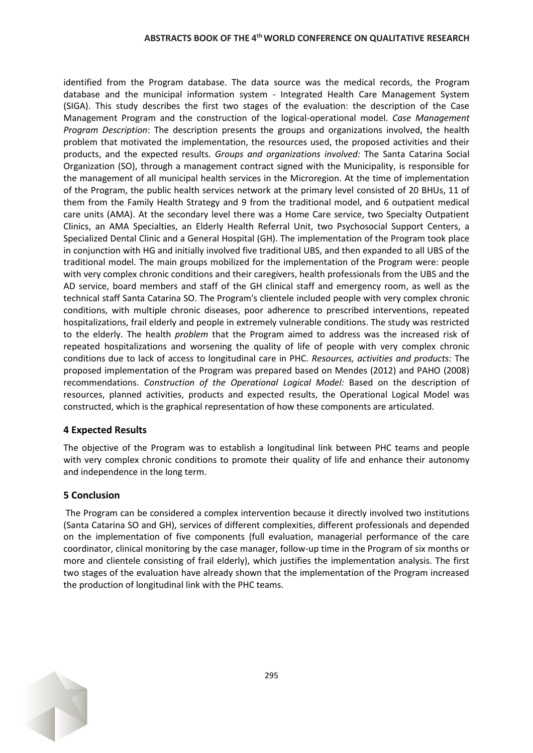identified from the Program database. The data source was the medical records, the Program database and the municipal information system - Integrated Health Care Management System (SIGA). This study describes the first two stages of the evaluation: the description of the Case Management Program and the construction of the logical-operational model. *Case Management Program Description*: The description presents the groups and organizations involved, the health problem that motivated the implementation, the resources used, the proposed activities and their products, and the expected results. *Groups and organizations involved:* The Santa Catarina Social Organization (SO), through a management contract signed with the Municipality, is responsible for the management of all municipal health services in the Microregion. At the time of implementation of the Program, the public health services network at the primary level consisted of 20 BHUs, 11 of them from the Family Health Strategy and 9 from the traditional model, and 6 outpatient medical care units (AMA). At the secondary level there was a Home Care service, two Specialty Outpatient Clinics, an AMA Specialties, an Elderly Health Referral Unit, two Psychosocial Support Centers, a Specialized Dental Clinic and a General Hospital (GH). The implementation of the Program took place in conjunction with HG and initially involved five traditional UBS, and then expanded to all UBS of the traditional model. The main groups mobilized for the implementation of the Program were: people with very complex chronic conditions and their caregivers, health professionals from the UBS and the AD service, board members and staff of the GH clinical staff and emergency room, as well as the technical staff Santa Catarina SO. The Program's clientele included people with very complex chronic conditions, with multiple chronic diseases, poor adherence to prescribed interventions, repeated hospitalizations, frail elderly and people in extremely vulnerable conditions. The study was restricted to the elderly. The health *problem* that the Program aimed to address was the increased risk of repeated hospitalizations and worsening the quality of life of people with very complex chronic conditions due to lack of access to longitudinal care in PHC. *Resources, activities and products:* The proposed implementation of the Program was prepared based on Mendes (2012) and PAHO (2008) recommendations. *Construction of the Operational Logical Model:* Based on the description of resources, planned activities, products and expected results, the Operational Logical Model was constructed, which is the graphical representation of how these components are articulated.

## 4 Expected Results

The objective of the Program was to establish a longitudinal link between PHC teams and people with very complex chronic conditions to promote their quality of life and enhance their autonomy and independence in the long term.

## 5 Conclusion

The Program can be considered a complex intervention because it directly involved two institutions (Santa Catarina SO and GH), services of different complexities, different professionals and depended on the implementation of five components (full evaluation, managerial performance of the care coordinator, clinical monitoring by the case manager, follow-up time in the Program of six months or more and clientele consisting of frail elderly), which justifies the implementation analysis. The first two stages of the evaluation have already shown that the implementation of the Program increased the production of longitudinal link with the PHC teams.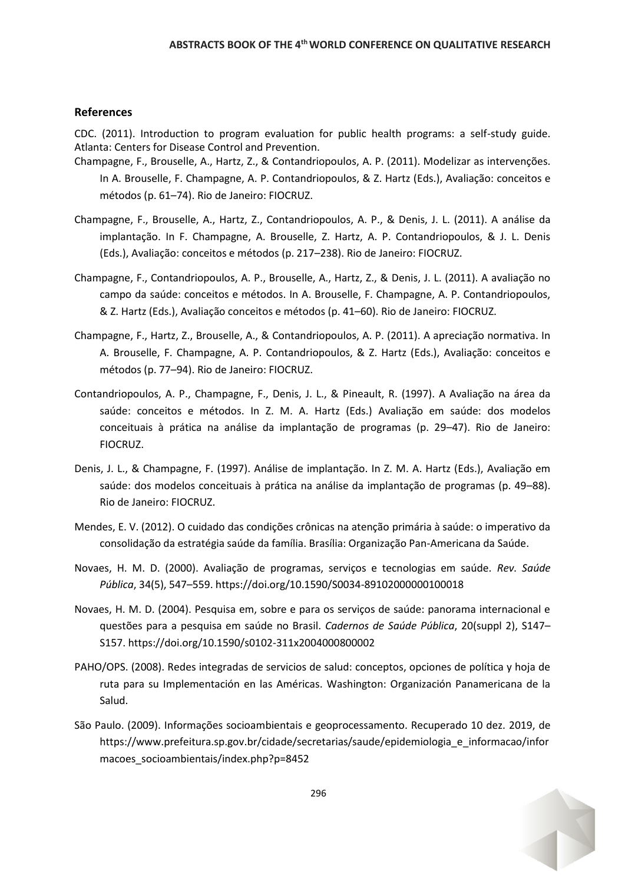## References

CDC. (2011). Introduction to program evaluation for public health programs: a self-study guide. Atlanta: Centers for Disease Control and Prevention.

Champagne, F., Brouselle, A., Hartz, Z., & Contandriopoulos, A. P. (2011). Modelizar as intervenções. In A. Brouselle, F. Champagne, A. P. Contandriopoulos, & Z. Hartz (Eds.), Avaliação: conceitos e métodos (p. 61–74). Rio de Janeiro: FIOCRUZ.

Champagne, F., Brouselle, A., Hartz, Z., Contandriopoulos, A. P., & Denis, J. L. (2011). A análise da implantação. In F. Champagne, A. Brouselle, Z. Hartz, A. P. Contandriopoulos, & J. L. Denis (Eds.), Avaliação: conceitos e métodos (p. 217–238). Rio de Janeiro: FIOCRUZ.

Champagne, F., Contandriopoulos, A. P., Brouselle, A., Hartz, Z., & Denis, J. L. (2011). A avaliação no campo da saúde: conceitos e métodos. In A. Brouselle, F. Champagne, A. P. Contandriopoulos, & Z. Hartz (Eds.), Avaliação conceitos e métodos (p. 41–60). Rio de Janeiro: FIOCRUZ.

Champagne, F., Hartz, Z., Brouselle, A., & Contandriopoulos, A. P. (2011). A apreciação normativa. In A. Brouselle, F. Champagne, A. P. Contandriopoulos, & Z. Hartz (Eds.), Avaliação: conceitos e métodos (p. 77–94). Rio de Janeiro: FIOCRUZ.

Contandriopoulos, A. P., Champagne, F., Denis, J. L., & Pineault, R. (1997). A Avaliação na área da saúde: conceitos e métodos. In Z. M. A. Hartz (Eds.) Avaliação em saúde: dos modelos conceituais à prática na análise da implantação de programas (p. 29–47). Rio de Janeiro: FIOCRUZ.

Denis, J. L., & Champagne, F. (1997). Análise de implantação. In Z. M. A. Hartz (Eds.), Avaliação em saúde: dos modelos conceituais à prática na análise da implantação de programas (p. 49–88). Rio de Janeiro: FIOCRUZ.

Mendes, E. V. (2012). O cuidado das condições crônicas na atenção primária à saúde: o imperativo da consolidação da estratégia saúde da família. Brasília: Organização Pan-Americana da Saúde.

Novaes, H. M. D. (2000). Avaliação de programas, serviços e tecnologias em saúde. *Rev. Saúde Pública*, 34(5), 547–559. https://doi.org/10.1590/S0034-89102000000100018

Novaes, H. M. D. (2004). Pesquisa em, sobre e para os serviços de saúde: panorama internacional e questões para a pesquisa em saúde no Brasil. *Cadernos de Saúde Pública*, 20(suppl 2), S147–S157. https://doi.org/10.1590/s0102-311x2004000800002

PAHO/OPS. (2008). Redes integradas de servicios de salud: conceptos, opciones de política y hoja de ruta para su Implementación en las Américas. Washington: Organización Panamericana de la Salud.

São Paulo. (2009). Informações socioambientais e geoprocessamento. Recuperado 10 dez. 2019, de https://www.prefeitura.sp.gov.br/cidade/secretarias/saude/epidemiologia_e_informacao/informacoes_socioambientais/index.php?p=8452